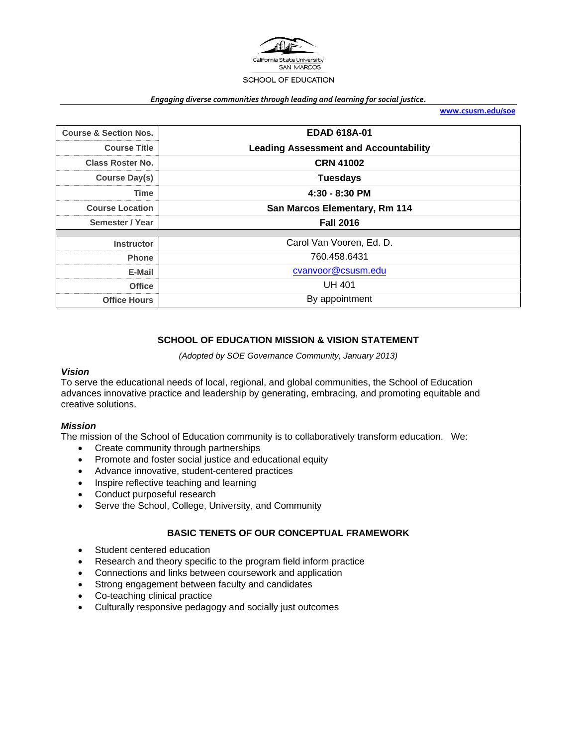California State University
SAN MARCOS
SCHOOL OF EDUCATION

*Engaging diverse communities through leading and learning for social justice.*

**www.csusm.edu/soe**

| **Course & Section Nos.** | **EDAD 618A-01** |
|---|---|
| **Course Title** | **Leading Assessment and Accountability** |
| **Class Roster No.** | **CRN 41002** |
| **Course Day(s)** | **Tuesdays** |
| **Time** | **4:30 - 8:30 PM** |
| **Course Location** | **San Marcos Elementary, Rm 114** |
| **Semester / Year** | **Fall 2016** |
| | |
| **Instructor** | Carol Van Vooren, Ed. D. |
| **Phone** | 760.458.6431 |
| **E-Mail** | cvanvoor@csusm.edu |
| **Office** | UH 401 |
| **Office Hours** | By appointment |

## SCHOOL OF EDUCATION MISSION & VISION STATEMENT

*(Adopted by SOE Governance Community, January 2013)*

### *Vision*

To serve the educational needs of local, regional, and global communities, the School of Education advances innovative practice and leadership by generating, embracing, and promoting equitable and creative solutions.

### *Mission*

The mission of the School of Education community is to collaboratively transform education. We:

- Create community through partnerships
- Promote and foster social justice and educational equity
- Advance innovative, student-centered practices
- Inspire reflective teaching and learning
- Conduct purposeful research
- Serve the School, College, University, and Community

## BASIC TENETS OF OUR CONCEPTUAL FRAMEWORK

- Student centered education
- Research and theory specific to the program field inform practice
- Connections and links between coursework and application
- Strong engagement between faculty and candidates
- Co-teaching clinical practice
- Culturally responsive pedagogy and socially just outcomes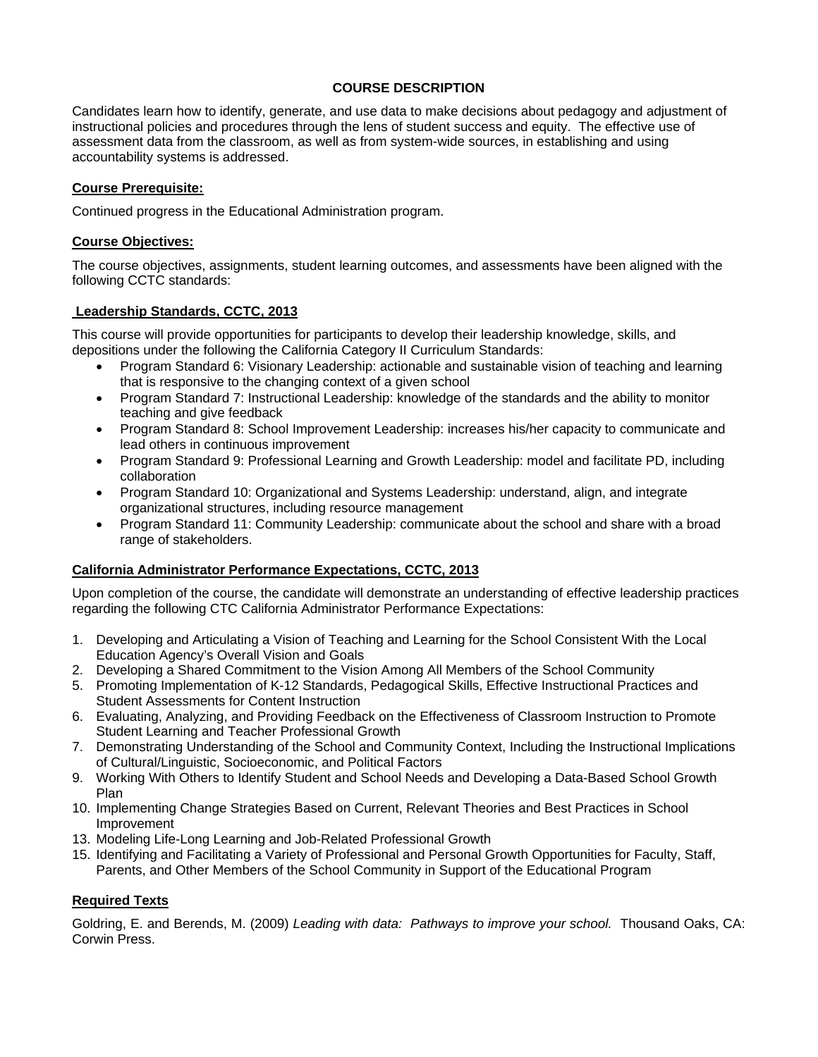## COURSE DESCRIPTION

Candidates learn how to identify, generate, and use data to make decisions about pedagogy and adjustment of instructional policies and procedures through the lens of student success and equity. The effective use of assessment data from the classroom, as well as from system-wide sources, in establishing and using accountability systems is addressed.

**Course Prerequisite:**

Continued progress in the Educational Administration program.

**Course Objectives:**

The course objectives, assignments, student learning outcomes, and assessments have been aligned with the following CCTC standards:

**Leadership Standards, CCTC, 2013**

This course will provide opportunities for participants to develop their leadership knowledge, skills, and depositions under the following the California Category II Curriculum Standards:

- Program Standard 6: Visionary Leadership: actionable and sustainable vision of teaching and learning that is responsive to the changing context of a given school
- Program Standard 7: Instructional Leadership: knowledge of the standards and the ability to monitor teaching and give feedback
- Program Standard 8: School Improvement Leadership: increases his/her capacity to communicate and lead others in continuous improvement
- Program Standard 9: Professional Learning and Growth Leadership: model and facilitate PD, including collaboration
- Program Standard 10: Organizational and Systems Leadership: understand, align, and integrate organizational structures, including resource management
- Program Standard 11: Community Leadership: communicate about the school and share with a broad range of stakeholders.

**California Administrator Performance Expectations, CCTC, 2013**

Upon completion of the course, the candidate will demonstrate an understanding of effective leadership practices regarding the following CTC California Administrator Performance Expectations:

1. Developing and Articulating a Vision of Teaching and Learning for the School Consistent With the Local Education Agency's Overall Vision and Goals
2. Developing a Shared Commitment to the Vision Among All Members of the School Community
5. Promoting Implementation of K-12 Standards, Pedagogical Skills, Effective Instructional Practices and Student Assessments for Content Instruction
6. Evaluating, Analyzing, and Providing Feedback on the Effectiveness of Classroom Instruction to Promote Student Learning and Teacher Professional Growth
7. Demonstrating Understanding of the School and Community Context, Including the Instructional Implications of Cultural/Linguistic, Socioeconomic, and Political Factors
9. Working With Others to Identify Student and School Needs and Developing a Data-Based School Growth Plan
10. Implementing Change Strategies Based on Current, Relevant Theories and Best Practices in School Improvement
13. Modeling Life-Long Learning and Job-Related Professional Growth
15. Identifying and Facilitating a Variety of Professional and Personal Growth Opportunities for Faculty, Staff, Parents, and Other Members of the School Community in Support of the Educational Program

**Required Texts**

Goldring, E. and Berends, M. (2009) *Leading with data: Pathways to improve your school.* Thousand Oaks, CA: Corwin Press.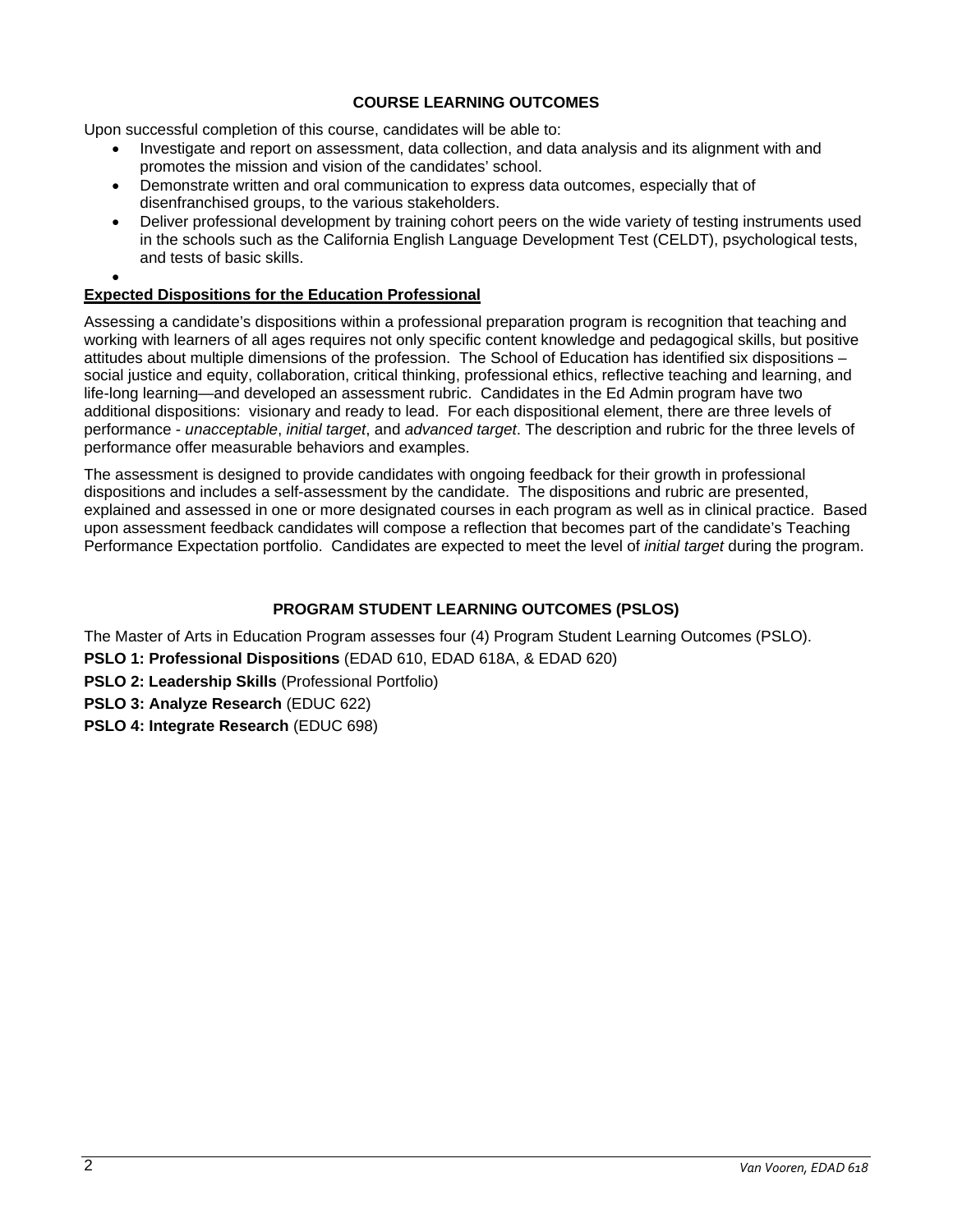## COURSE LEARNING OUTCOMES

Upon successful completion of this course, candidates will be able to:

- Investigate and report on assessment, data collection, and data analysis and its alignment with and promotes the mission and vision of the candidates' school.
- Demonstrate written and oral communication to express data outcomes, especially that of disenfranchised groups, to the various stakeholders.
- Deliver professional development by training cohort peers on the wide variety of testing instruments used in the schools such as the California English Language Development Test (CELDT), psychological tests, and tests of basic skills.
- 

### Expected Dispositions for the Education Professional

Assessing a candidate's dispositions within a professional preparation program is recognition that teaching and working with learners of all ages requires not only specific content knowledge and pedagogical skills, but positive attitudes about multiple dimensions of the profession. The School of Education has identified six dispositions – social justice and equity, collaboration, critical thinking, professional ethics, reflective teaching and learning, and life-long learning—and developed an assessment rubric. Candidates in the Ed Admin program have two additional dispositions: visionary and ready to lead. For each dispositional element, there are three levels of performance - *unacceptable*, *initial target*, and *advanced target*. The description and rubric for the three levels of performance offer measurable behaviors and examples.

The assessment is designed to provide candidates with ongoing feedback for their growth in professional dispositions and includes a self-assessment by the candidate. The dispositions and rubric are presented, explained and assessed in one or more designated courses in each program as well as in clinical practice. Based upon assessment feedback candidates will compose a reflection that becomes part of the candidate's Teaching Performance Expectation portfolio. Candidates are expected to meet the level of *initial target* during the program.

## PROGRAM STUDENT LEARNING OUTCOMES (PSLOS)

The Master of Arts in Education Program assesses four (4) Program Student Learning Outcomes (PSLO).

**PSLO 1: Professional Dispositions** (EDAD 610, EDAD 618A, & EDAD 620)

**PSLO 2: Leadership Skills** (Professional Portfolio)

**PSLO 3: Analyze Research** (EDUC 622)

**PSLO 4: Integrate Research** (EDUC 698)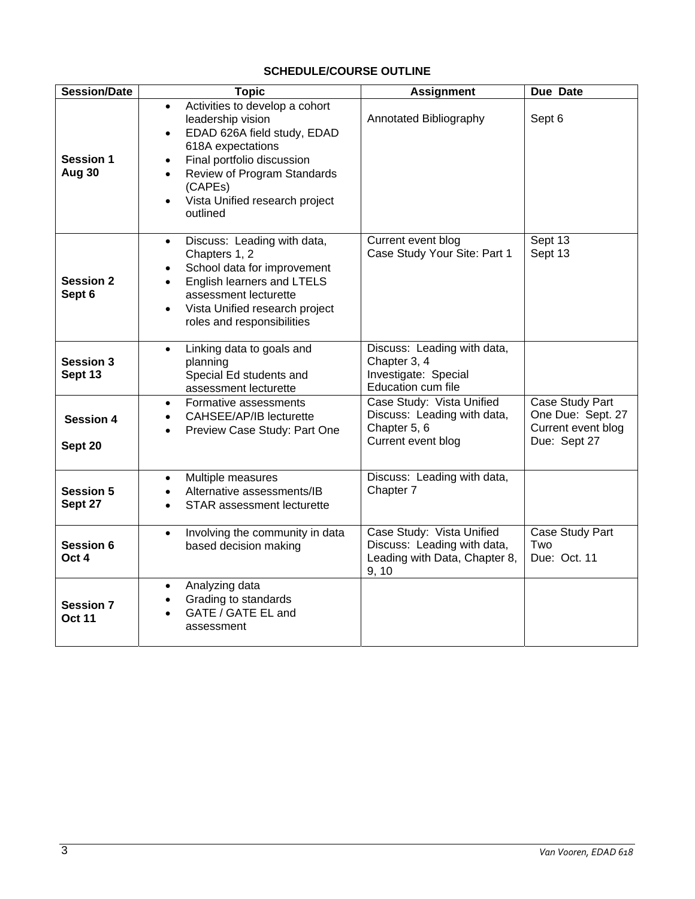## SCHEDULE/COURSE OUTLINE

| Session/Date | Topic | Assignment | Due Date |
|---|---|---|---|
| **Session 1 Aug 30** | • Activities to develop a cohort leadership vision<br>• EDAD 626A field study, EDAD 618A expectations<br>• Final portfolio discussion<br>• Review of Program Standards (CAPEs)<br>• Vista Unified research project outlined | Annotated Bibliography | Sept 6 |
| **Session 2 Sept 6** | • Discuss: Leading with data, Chapters 1, 2<br>• School data for improvement<br>• English learners and LTELS assessment lecturette<br>• Vista Unified research project roles and responsibilities | Current event blog<br>Case Study Your Site: Part 1 | Sept 13<br>Sept 13 |
| **Session 3 Sept 13** | • Linking data to goals and planning<br>Special Ed students and assessment lecturette | Discuss: Leading with data, Chapter 3, 4<br>Investigate: Special Education cum file | |
| **Session 4 Sept 20** | • Formative assessments<br>• CAHSEE/AP/IB lecturette<br>• Preview Case Study: Part One | Case Study: Vista Unified<br>Discuss: Leading with data, Chapter 5, 6<br>Current event blog | Case Study Part One Due: Sept. 27<br>Current event blog Due: Sept 27 |
| **Session 5 Sept 27** | • Multiple measures<br>• Alternative assessments/IB<br>• STAR assessment lecturette | Discuss: Leading with data, Chapter 7 | |
| **Session 6 Oct 4** | • Involving the community in data based decision making | Case Study: Vista Unified<br>Discuss: Leading with data, Leading with Data, Chapter 8, 9, 10 | Case Study Part Two<br>Due: Oct. 11 |
| **Session 7 Oct 11** | • Analyzing data<br>• Grading to standards<br>• GATE / GATE EL and assessment | | |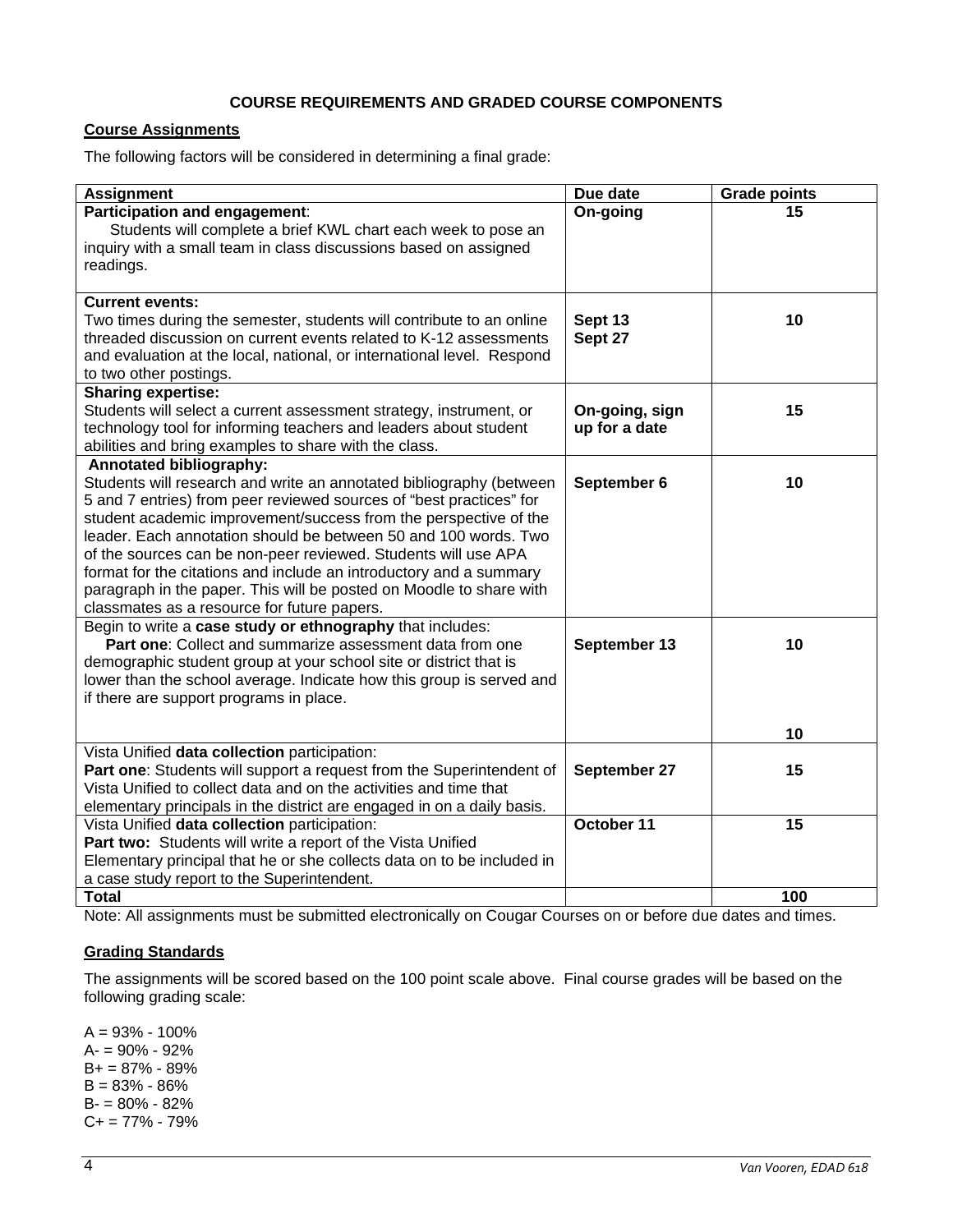**COURSE REQUIREMENTS AND GRADED COURSE COMPONENTS**

## Course Assignments

The following factors will be considered in determining a final grade:

| Assignment | Due date | Grade points |
|---|---|---|
| **Participation and engagement**: Students will complete a brief KWL chart each week to pose an inquiry with a small team in class discussions based on assigned readings. | **On-going** | **15** |
| **Current events:** Two times during the semester, students will contribute to an online threaded discussion on current events related to K-12 assessments and evaluation at the local, national, or international level. Respond to two other postings. | **Sept 13 Sept 27** | **10** |
| **Sharing expertise:** Students will select a current assessment strategy, instrument, or technology tool for informing teachers and leaders about student abilities and bring examples to share with the class. | **On-going, sign up for a date** | **15** |
| **Annotated bibliography:** Students will research and write an annotated bibliography (between 5 and 7 entries) from peer reviewed sources of "best practices" for student academic improvement/success from the perspective of the leader. Each annotation should be between 50 and 100 words. Two of the sources can be non-peer reviewed. Students will use APA format for the citations and include an introductory and a summary paragraph in the paper. This will be posted on Moodle to share with classmates as a resource for future papers. | **September 6** | **10** |
| Begin to write a **case study or ethnography** that includes: **Part one**: Collect and summarize assessment data from one demographic student group at your school site or district that is lower than the school average. Indicate how this group is served and if there are support programs in place. | **September 13** | **10** <br> **10** |
| Vista Unified **data collection** participation: **Part one**: Students will support a request from the Superintendent of Vista Unified to collect data and on the activities and time that elementary principals in the district are engaged in on a daily basis. | **September 27** | **15** |
| Vista Unified **data collection** participation: **Part two:** Students will write a report of the Vista Unified Elementary principal that he or she collects data on to be included in a case study report to the Superintendent. | **October 11** | **15** |
| **Total** | | **100** |

Note: All assignments must be submitted electronically on Cougar Courses on or before due dates and times.

## Grading Standards

The assignments will be scored based on the 100 point scale above. Final course grades will be based on the following grading scale:

A = 93% - 100%
A- = 90% - 92%
B+ = 87% - 89%
B = 83% - 86%
B- = 80% - 82%
C+ = 77% - 79%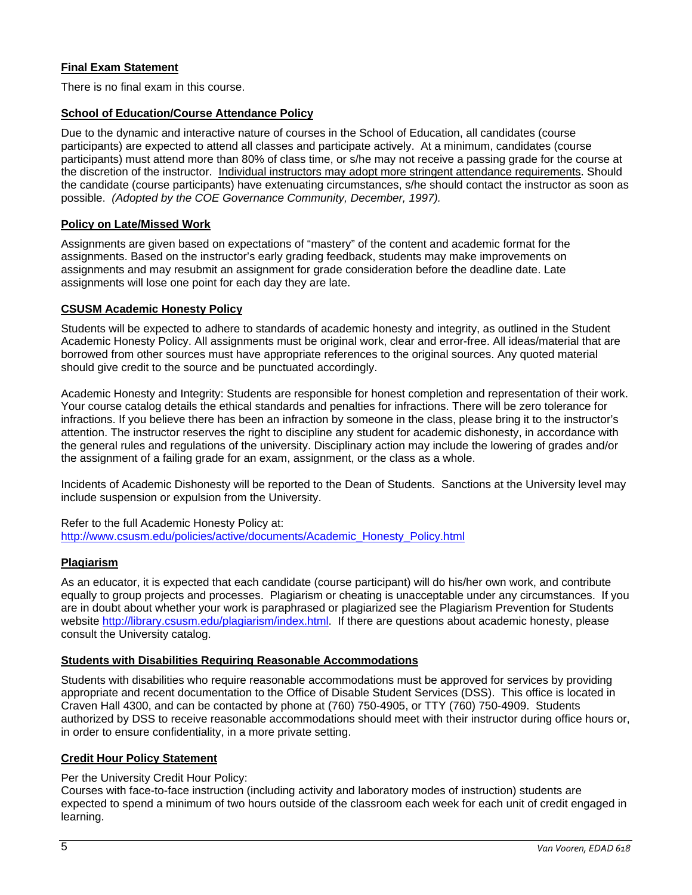### Final Exam Statement

There is no final exam in this course.

### School of Education/Course Attendance Policy

Due to the dynamic and interactive nature of courses in the School of Education, all candidates (course participants) are expected to attend all classes and participate actively. At a minimum, candidates (course participants) must attend more than 80% of class time, or s/he may not receive a passing grade for the course at the discretion of the instructor. Individual instructors may adopt more stringent attendance requirements. Should the candidate (course participants) have extenuating circumstances, s/he should contact the instructor as soon as possible. *(Adopted by the COE Governance Community, December, 1997).*

### Policy on Late/Missed Work

Assignments are given based on expectations of "mastery" of the content and academic format for the assignments. Based on the instructor's early grading feedback, students may make improvements on assignments and may resubmit an assignment for grade consideration before the deadline date. Late assignments will lose one point for each day they are late.

### CSUSM Academic Honesty Policy

Students will be expected to adhere to standards of academic honesty and integrity, as outlined in the Student Academic Honesty Policy. All assignments must be original work, clear and error-free. All ideas/material that are borrowed from other sources must have appropriate references to the original sources. Any quoted material should give credit to the source and be punctuated accordingly.

Academic Honesty and Integrity: Students are responsible for honest completion and representation of their work. Your course catalog details the ethical standards and penalties for infractions. There will be zero tolerance for infractions. If you believe there has been an infraction by someone in the class, please bring it to the instructor's attention. The instructor reserves the right to discipline any student for academic dishonesty, in accordance with the general rules and regulations of the university. Disciplinary action may include the lowering of grades and/or the assignment of a failing grade for an exam, assignment, or the class as a whole.

Incidents of Academic Dishonesty will be reported to the Dean of Students. Sanctions at the University level may include suspension or expulsion from the University.

Refer to the full Academic Honesty Policy at:
http://www.csusm.edu/policies/active/documents/Academic_Honesty_Policy.html

### Plagiarism

As an educator, it is expected that each candidate (course participant) will do his/her own work, and contribute equally to group projects and processes. Plagiarism or cheating is unacceptable under any circumstances. If you are in doubt about whether your work is paraphrased or plagiarized see the Plagiarism Prevention for Students website http://library.csusm.edu/plagiarism/index.html. If there are questions about academic honesty, please consult the University catalog.

### Students with Disabilities Requiring Reasonable Accommodations

Students with disabilities who require reasonable accommodations must be approved for services by providing appropriate and recent documentation to the Office of Disable Student Services (DSS). This office is located in Craven Hall 4300, and can be contacted by phone at (760) 750-4905, or TTY (760) 750-4909. Students authorized by DSS to receive reasonable accommodations should meet with their instructor during office hours or, in order to ensure confidentiality, in a more private setting.

### Credit Hour Policy Statement

Per the University Credit Hour Policy:
Courses with face-to-face instruction (including activity and laboratory modes of instruction) students are expected to spend a minimum of two hours outside of the classroom each week for each unit of credit engaged in learning.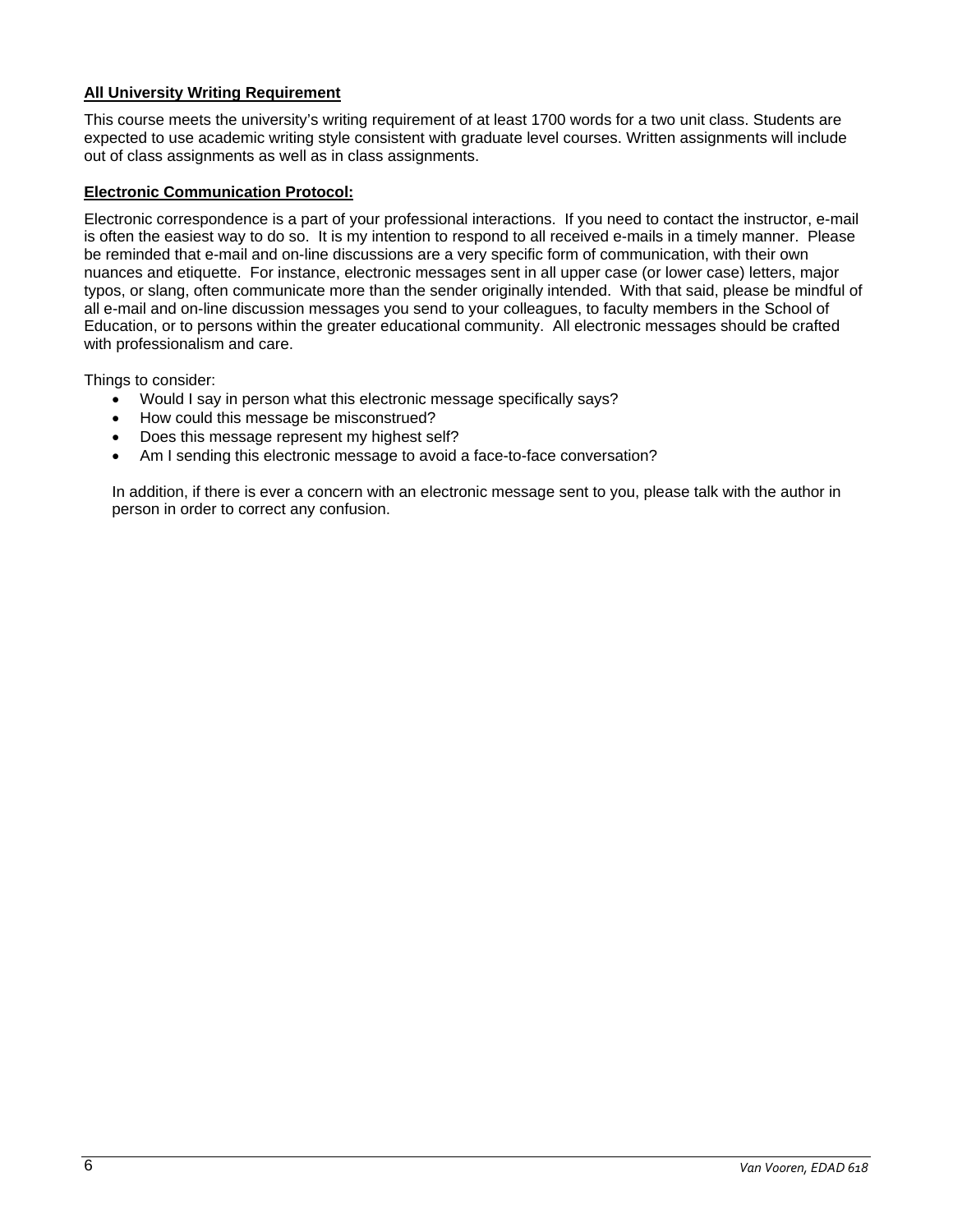**All University Writing Requirement**

This course meets the university's writing requirement of at least 1700 words for a two unit class. Students are expected to use academic writing style consistent with graduate level courses. Written assignments will include out of class assignments as well as in class assignments.

**Electronic Communication Protocol:**

Electronic correspondence is a part of your professional interactions. If you need to contact the instructor, e-mail is often the easiest way to do so. It is my intention to respond to all received e-mails in a timely manner. Please be reminded that e-mail and on-line discussions are a very specific form of communication, with their own nuances and etiquette. For instance, electronic messages sent in all upper case (or lower case) letters, major typos, or slang, often communicate more than the sender originally intended. With that said, please be mindful of all e-mail and on-line discussion messages you send to your colleagues, to faculty members in the School of Education, or to persons within the greater educational community. All electronic messages should be crafted with professionalism and care.

Things to consider:

- Would I say in person what this electronic message specifically says?
- How could this message be misconstrued?
- Does this message represent my highest self?
- Am I sending this electronic message to avoid a face-to-face conversation?

In addition, if there is ever a concern with an electronic message sent to you, please talk with the author in person in order to correct any confusion.